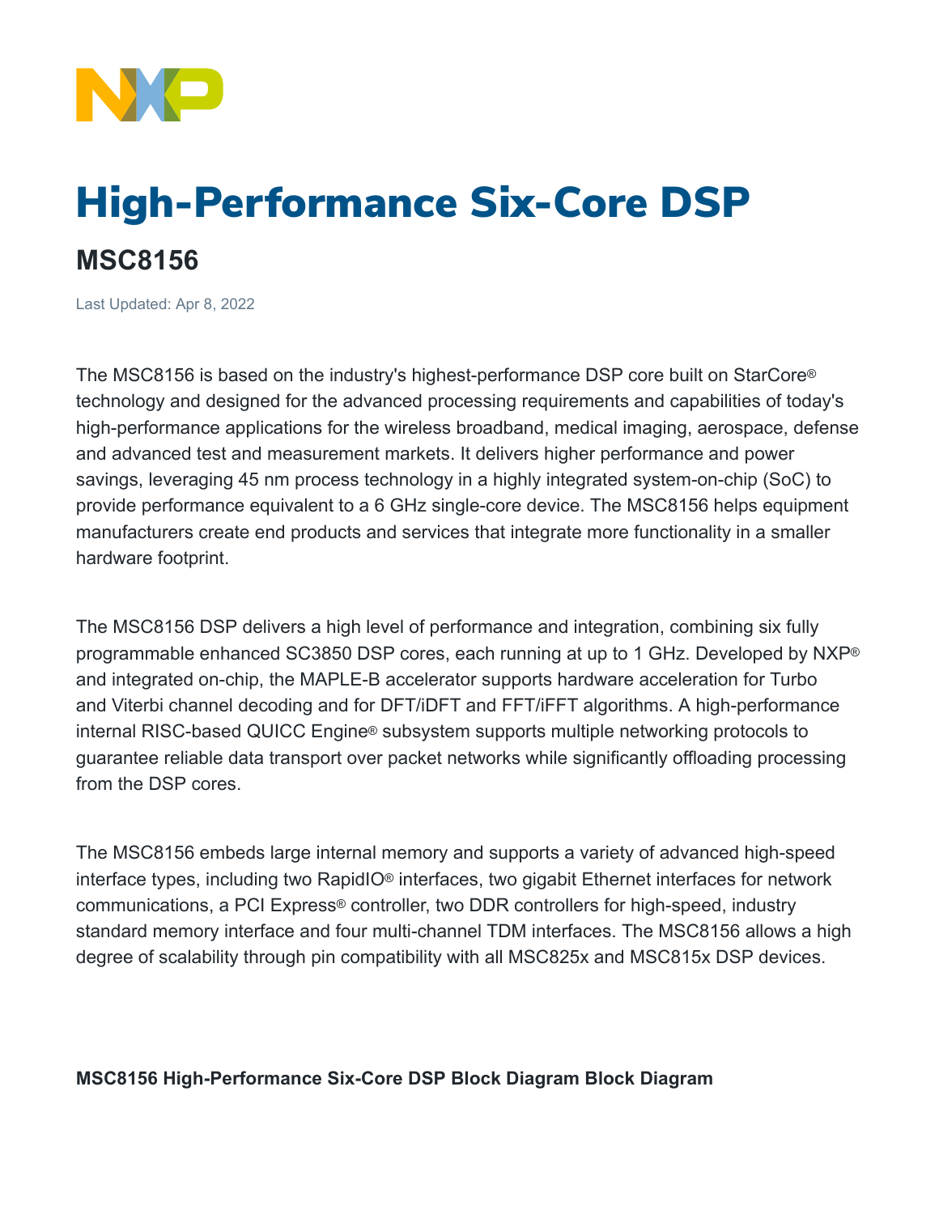# High-Performance Six-Core DSP

## MSC8156

Last Updated: Apr 8, 2022

The MSC8156 is based on the industry's highest-performance DSP core built on StarCore® technology and designed for the advanced processing requirements and capabilities of today's high-performance applications for the wireless broadband, medical imaging, aerospace, defense and advanced test and measurement markets. It delivers higher performance and power savings, leveraging 45 nm process technology in a highly integrated system-on-chip (SoC) to provide performance equivalent to a 6 GHz single-core device. The MSC8156 helps equipment manufacturers create end products and services that integrate more functionality in a smaller hardware footprint.

The MSC8156 DSP delivers a high level of performance and integration, combining six fully programmable enhanced SC3850 DSP cores, each running at up to 1 GHz. Developed by NXP® and integrated on-chip, the MAPLE-B accelerator supports hardware acceleration for Turbo and Viterbi channel decoding and for DFT/iDFT and FFT/iFFT algorithms. A high-performance internal RISC-based QUICC Engine® subsystem supports multiple networking protocols to guarantee reliable data transport over packet networks while significantly offloading processing from the DSP cores.

The MSC8156 embeds large internal memory and supports a variety of advanced high-speed interface types, including two RapidIO® interfaces, two gigabit Ethernet interfaces for network communications, a PCI Express® controller, two DDR controllers for high-speed, industry standard memory interface and four multi-channel TDM interfaces. The MSC8156 allows a high degree of scalability through pin compatibility with all MSC825x and MSC815x DSP devices.

**MSC8156 High-Performance Six-Core DSP Block Diagram Block Diagram**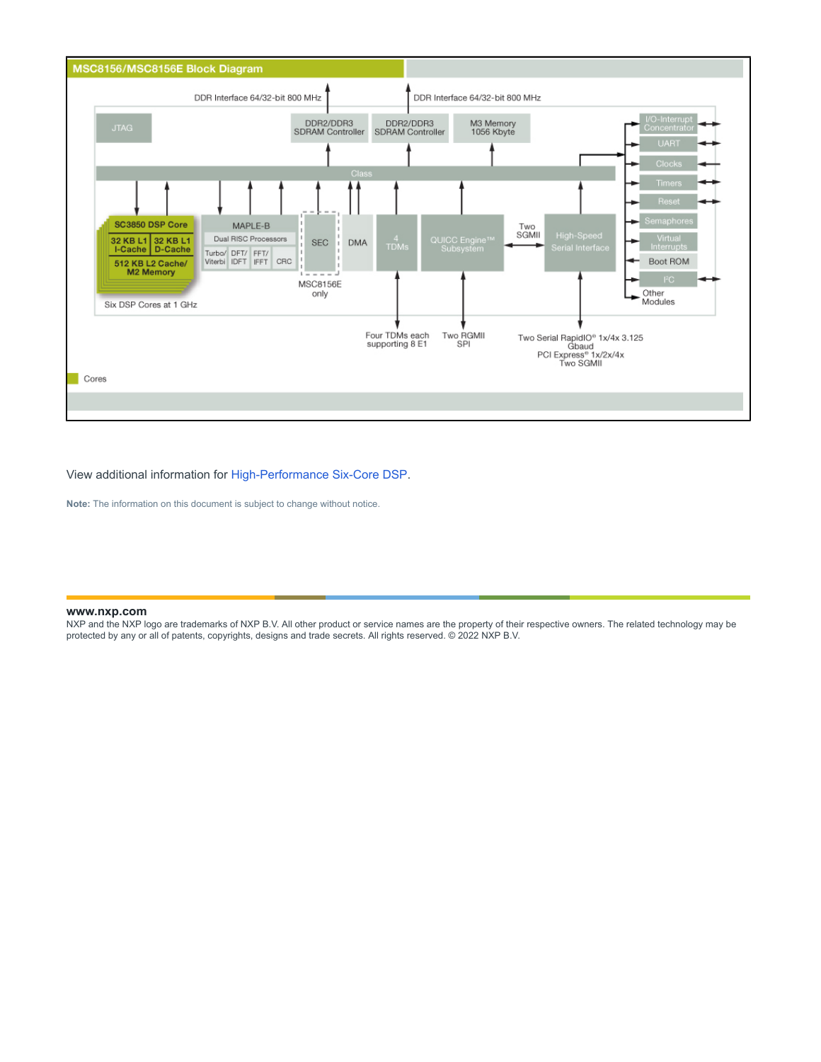## MSC8156/MSC8156E Block Diagram

DDR Interface 64/32-bit 800 MHz

DDR Interface 64/32-bit 800 MHz

JTAG

DDR2/DDR3 SDRAM Controller

DDR2/DDR3 SDRAM Controller

M3 Memory 1056 Kbyte

I/O-Interrupt Concentrator

UART

Clocks

Timers

Reset

Semaphores

Virtual Interrupts

Boot ROM

I²C

Other Modules

Class

SC3850 DSP Core

32 KB L1 I-Cache

32 KB L1 D-Cache

512 KB L2 Cache/ M2 Memory

Six DSP Cores at 1 GHz

MAPLE-B

Dual RISC Processors

Turbo/ Viterbi

DFT/ IDFT

FFT/ IFFT

CRC

SEC

MSC8156E only

DMA

4 TDMs

QUICC Engine™ Subsystem

Two SGMII

High-Speed Serial Interface

Four TDMs each supporting 8 E1

Two RGMII SPI

Two Serial RapidIO® 1x/4x 3.125 Gbaud
PCI Express® 1x/2x/4x
Two SGMII

Cores

View additional information for High-Performance Six-Core DSP.

**Note:** The information on this document is subject to change without notice.

**www.nxp.com**
NXP and the NXP logo are trademarks of NXP B.V. All other product or service names are the property of their respective owners. The related technology may be protected by any or all of patents, copyrights, designs and trade secrets. All rights reserved. © 2022 NXP B.V.